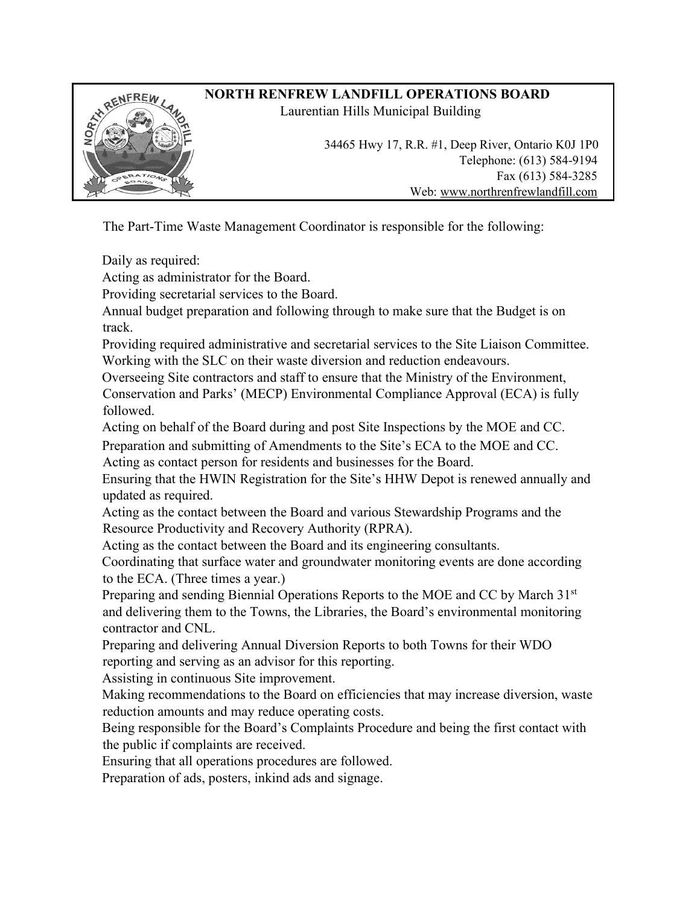**NORTH RENFREW LANDFILL OPERATIONS BOARD**
Laurentian Hills Municipal Building

34465 Hwy 17, R.R. #1, Deep River, Ontario K0J 1P0
Telephone: (613) 584-9194
Fax (613) 584-3285
Web: www.northrenfrewlandfill.com

The Part-Time Waste Management Coordinator is responsible for the following:

Daily as required:

Acting as administrator for the Board.

Providing secretarial services to the Board.

Annual budget preparation and following through to make sure that the Budget is on track.

Providing required administrative and secretarial services to the Site Liaison Committee.

Working with the SLC on their waste diversion and reduction endeavours.

Overseeing Site contractors and staff to ensure that the Ministry of the Environment, Conservation and Parks' (MECP) Environmental Compliance Approval (ECA) is fully followed.

Acting on behalf of the Board during and post Site Inspections by the MOE and CC.

Preparation and submitting of Amendments to the Site's ECA to the MOE and CC.

Acting as contact person for residents and businesses for the Board.

Ensuring that the HWIN Registration for the Site's HHW Depot is renewed annually and updated as required.

Acting as the contact between the Board and various Stewardship Programs and the Resource Productivity and Recovery Authority (RPRA).

Acting as the contact between the Board and its engineering consultants.

Coordinating that surface water and groundwater monitoring events are done according to the ECA. (Three times a year.)

Preparing and sending Biennial Operations Reports to the MOE and CC by March 31st and delivering them to the Towns, the Libraries, the Board's environmental monitoring contractor and CNL.

Preparing and delivering Annual Diversion Reports to both Towns for their WDO reporting and serving as an advisor for this reporting.

Assisting in continuous Site improvement.

Making recommendations to the Board on efficiencies that may increase diversion, waste reduction amounts and may reduce operating costs.

Being responsible for the Board's Complaints Procedure and being the first contact with the public if complaints are received.

Ensuring that all operations procedures are followed.

Preparation of ads, posters, inkind ads and signage.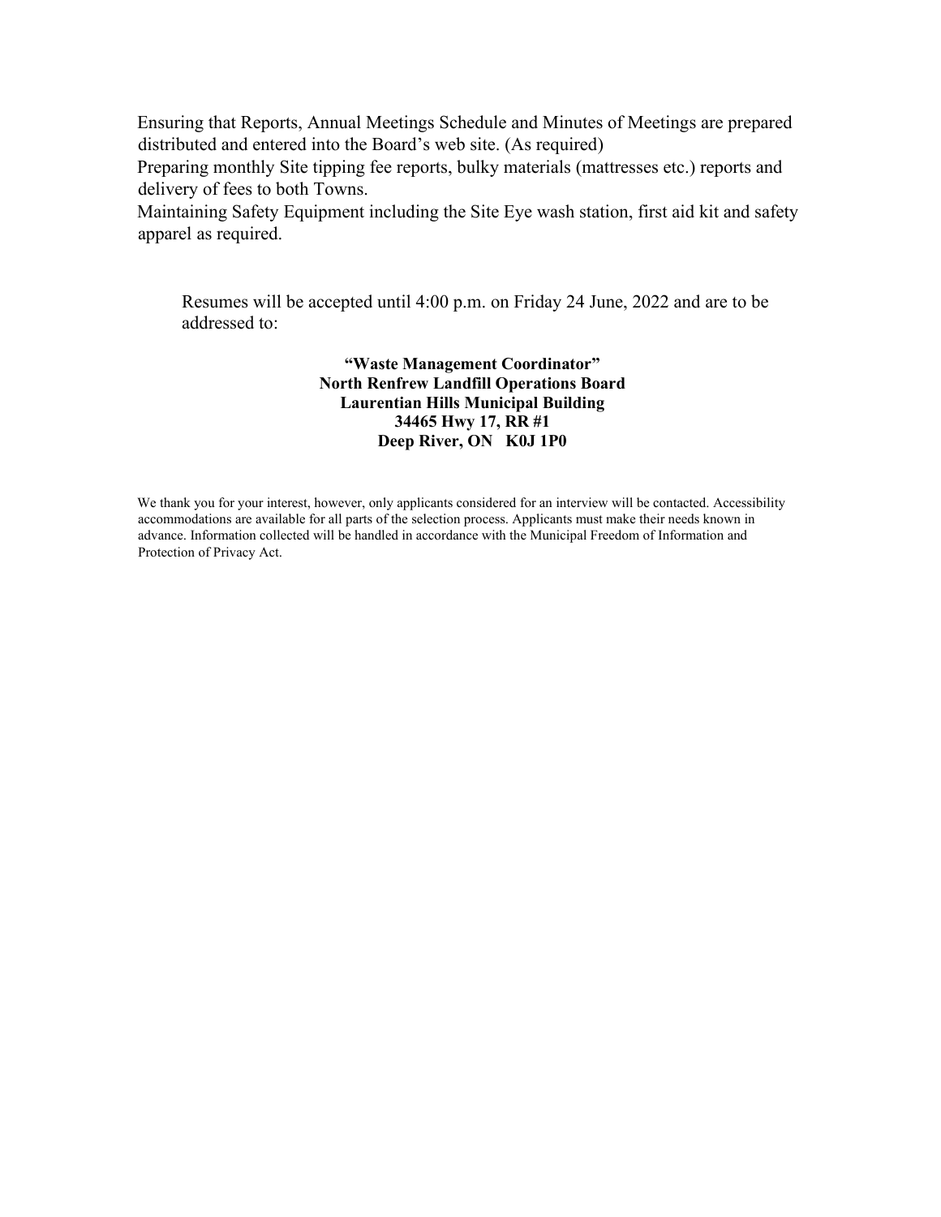Ensuring that Reports, Annual Meetings Schedule and Minutes of Meetings are prepared distributed and entered into the Board's web site. (As required)

Preparing monthly Site tipping fee reports, bulky materials (mattresses etc.) reports and delivery of fees to both Towns.

Maintaining Safety Equipment including the Site Eye wash station, first aid kit and safety apparel as required.

Resumes will be accepted until 4:00 p.m. on Friday 24 June, 2022 and are to be addressed to:

**"Waste Management Coordinator"**
**North Renfrew Landfill Operations Board**
**Laurentian Hills Municipal Building**
**34465 Hwy 17, RR #1**
**Deep River, ON K0J 1P0**

We thank you for your interest, however, only applicants considered for an interview will be contacted. Accessibility accommodations are available for all parts of the selection process. Applicants must make their needs known in advance. Information collected will be handled in accordance with the Municipal Freedom of Information and Protection of Privacy Act.